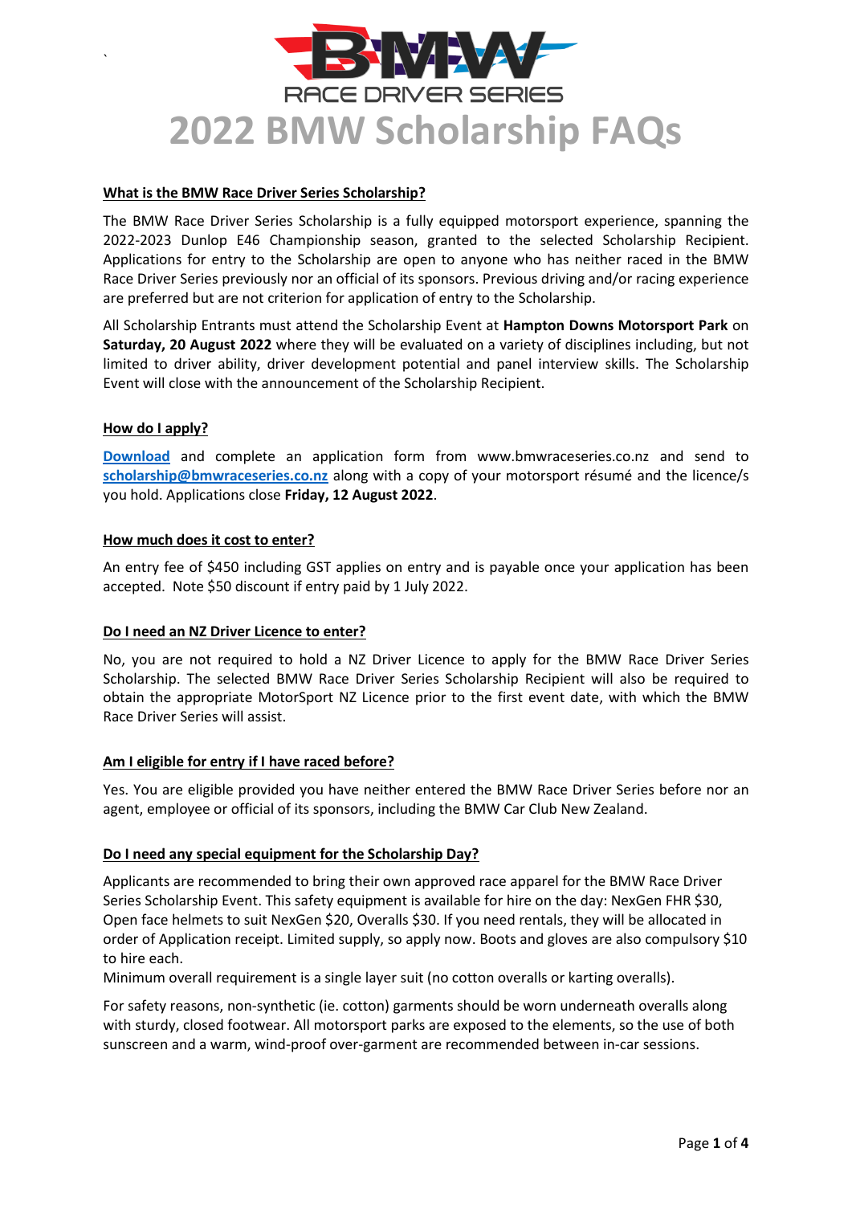# 2022 BMW Scholarship FAQs

**What is the BMW Race Driver Series Scholarship?**

The BMW Race Driver Series Scholarship is a fully equipped motorsport experience, spanning the 2022-2023 Dunlop E46 Championship season, granted to the selected Scholarship Recipient. Applications for entry to the Scholarship are open to anyone who has neither raced in the BMW Race Driver Series previously nor an official of its sponsors. Previous driving and/or racing experience are preferred but are not criterion for application of entry to the Scholarship.

All Scholarship Entrants must attend the Scholarship Event at **Hampton Downs Motorsport Park** on **Saturday, 20 August 2022** where they will be evaluated on a variety of disciplines including, but not limited to driver ability, driver development potential and panel interview skills. The Scholarship Event will close with the announcement of the Scholarship Recipient.

**How do I apply?**

**Download** and complete an application form from www.bmwraceseries.co.nz and send to **scholarship@bmwraceseries.co.nz** along with a copy of your motorsport résumé and the licence/s you hold. Applications close **Friday, 12 August 2022**.

**How much does it cost to enter?**

An entry fee of $450 including GST applies on entry and is payable once your application has been accepted. Note $50 discount if entry paid by 1 July 2022.

**Do I need an NZ Driver Licence to enter?**

No, you are not required to hold a NZ Driver Licence to apply for the BMW Race Driver Series Scholarship. The selected BMW Race Driver Series Scholarship Recipient will also be required to obtain the appropriate MotorSport NZ Licence prior to the first event date, with which the BMW Race Driver Series will assist.

**Am I eligible for entry if I have raced before?**

Yes. You are eligible provided you have neither entered the BMW Race Driver Series before nor an agent, employee or official of its sponsors, including the BMW Car Club New Zealand.

**Do I need any special equipment for the Scholarship Day?**

Applicants are recommended to bring their own approved race apparel for the BMW Race Driver Series Scholarship Event. This safety equipment is available for hire on the day: NexGen FHR $30, Open face helmets to suit NexGen $20, Overalls $30. If you need rentals, they will be allocated in order of Application receipt. Limited supply, so apply now. Boots and gloves are also compulsory $10 to hire each.
Minimum overall requirement is a single layer suit (no cotton overalls or karting overalls).

For safety reasons, non-synthetic (ie. cotton) garments should be worn underneath overalls along with sturdy, closed footwear. All motorsport parks are exposed to the elements, so the use of both sunscreen and a warm, wind-proof over-garment are recommended between in-car sessions.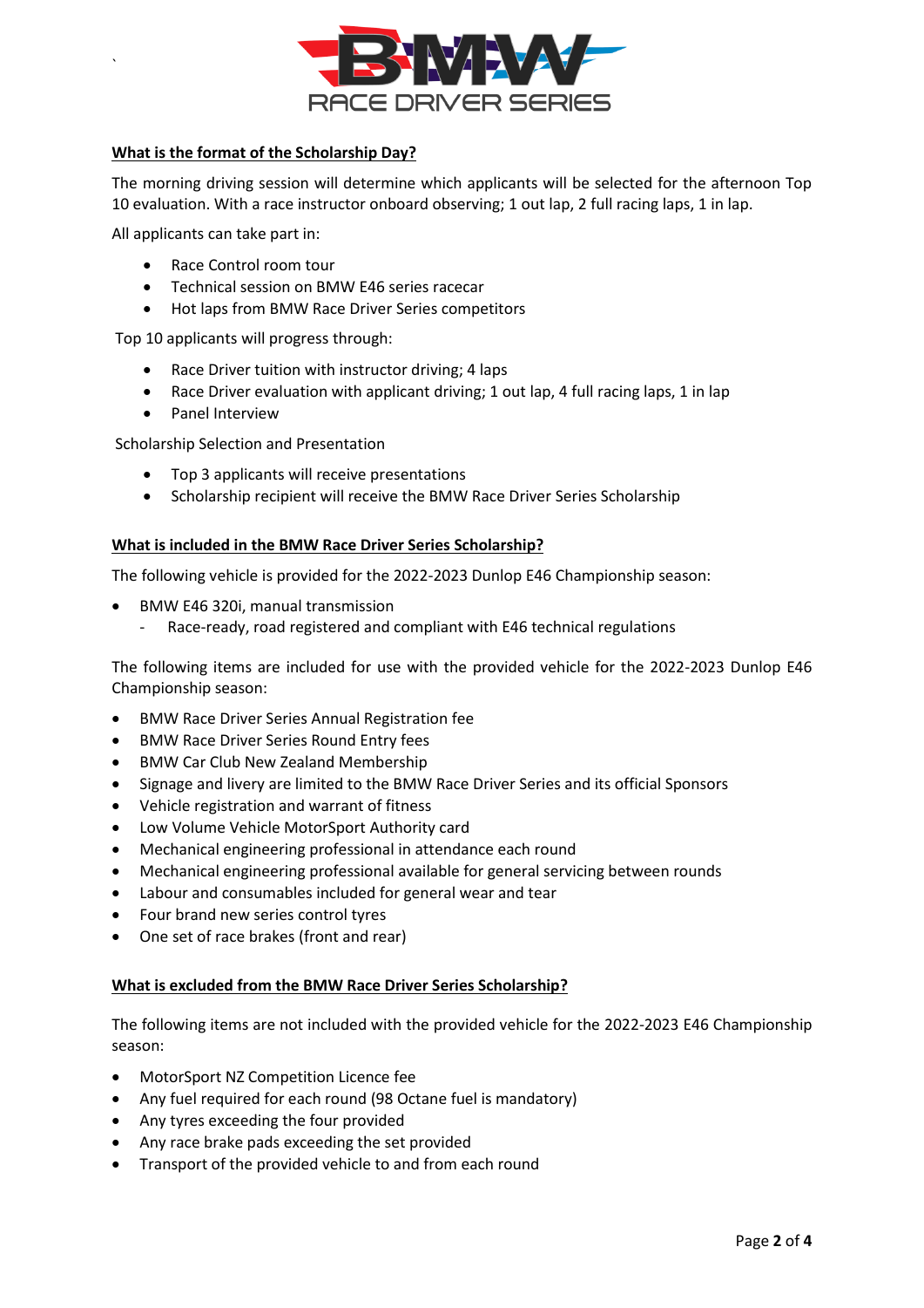### What is the format of the Scholarship Day?

The morning driving session will determine which applicants will be selected for the afternoon Top 10 evaluation. With a race instructor onboard observing; 1 out lap, 2 full racing laps, 1 in lap.

All applicants can take part in:

- Race Control room tour
- Technical session on BMW E46 series racecar
- Hot laps from BMW Race Driver Series competitors

Top 10 applicants will progress through:

- Race Driver tuition with instructor driving; 4 laps
- Race Driver evaluation with applicant driving; 1 out lap, 4 full racing laps, 1 in lap
- Panel Interview

Scholarship Selection and Presentation

- Top 3 applicants will receive presentations
- Scholarship recipient will receive the BMW Race Driver Series Scholarship

### What is included in the BMW Race Driver Series Scholarship?

The following vehicle is provided for the 2022-2023 Dunlop E46 Championship season:

- BMW E46 320i, manual transmission
  - Race-ready, road registered and compliant with E46 technical regulations

The following items are included for use with the provided vehicle for the 2022-2023 Dunlop E46 Championship season:

- BMW Race Driver Series Annual Registration fee
- BMW Race Driver Series Round Entry fees
- BMW Car Club New Zealand Membership
- Signage and livery are limited to the BMW Race Driver Series and its official Sponsors
- Vehicle registration and warrant of fitness
- Low Volume Vehicle MotorSport Authority card
- Mechanical engineering professional in attendance each round
- Mechanical engineering professional available for general servicing between rounds
- Labour and consumables included for general wear and tear
- Four brand new series control tyres
- One set of race brakes (front and rear)

### What is excluded from the BMW Race Driver Series Scholarship?

The following items are not included with the provided vehicle for the 2022-2023 E46 Championship season:

- MotorSport NZ Competition Licence fee
- Any fuel required for each round (98 Octane fuel is mandatory)
- Any tyres exceeding the four provided
- Any race brake pads exceeding the set provided
- Transport of the provided vehicle to and from each round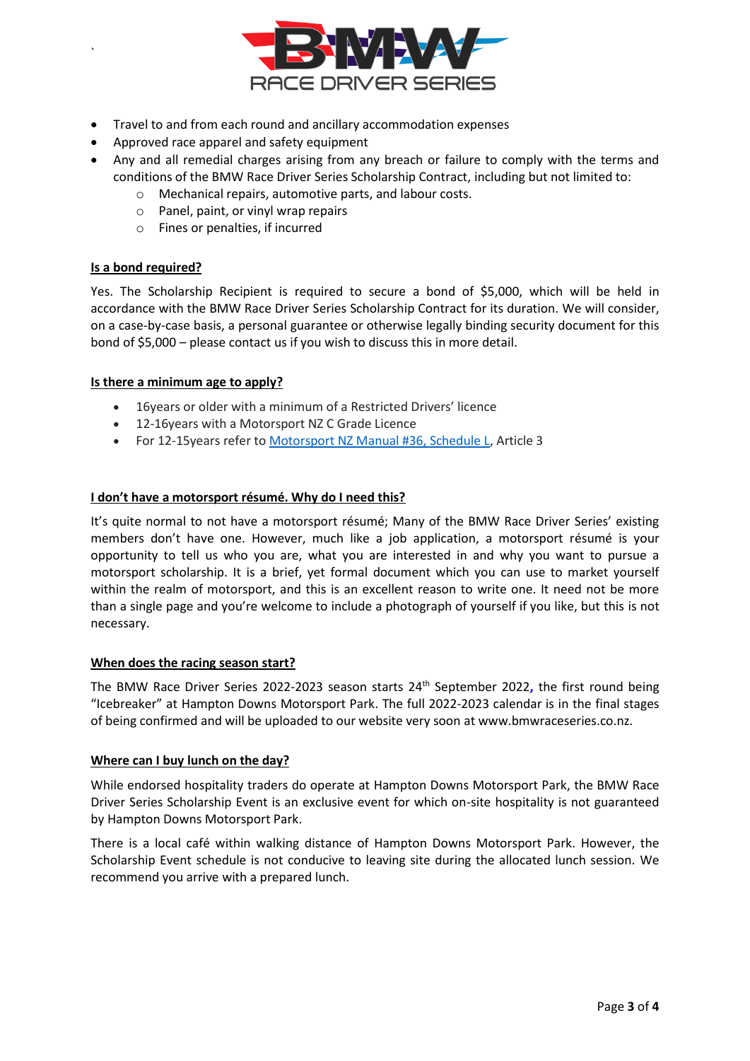- Travel to and from each round and ancillary accommodation expenses
- Approved race apparel and safety equipment
- Any and all remedial charges arising from any breach or failure to comply with the terms and conditions of the BMW Race Driver Series Scholarship Contract, including but not limited to:
  - Mechanical repairs, automotive parts, and labour costs.
  - Panel, paint, or vinyl wrap repairs
  - Fines or penalties, if incurred

**Is a bond required?**

Yes. The Scholarship Recipient is required to secure a bond of $5,000, which will be held in accordance with the BMW Race Driver Series Scholarship Contract for its duration. We will consider, on a case-by-case basis, a personal guarantee or otherwise legally binding security document for this bond of $5,000 – please contact us if you wish to discuss this in more detail.

**Is there a minimum age to apply?**

- 16years or older with a minimum of a Restricted Drivers' licence
- 12-16years with a Motorsport NZ C Grade Licence
- For 12-15years refer to Motorsport NZ Manual #36, Schedule L, Article 3

**I don't have a motorsport résumé. Why do I need this?**

It's quite normal to not have a motorsport résumé; Many of the BMW Race Driver Series' existing members don't have one. However, much like a job application, a motorsport résumé is your opportunity to tell us who you are, what you are interested in and why you want to pursue a motorsport scholarship. It is a brief, yet formal document which you can use to market yourself within the realm of motorsport, and this is an excellent reason to write one. It need not be more than a single page and you're welcome to include a photograph of yourself if you like, but this is not necessary.

**When does the racing season start?**

The BMW Race Driver Series 2022-2023 season starts 24th September 2022, the first round being "Icebreaker" at Hampton Downs Motorsport Park. The full 2022-2023 calendar is in the final stages of being confirmed and will be uploaded to our website very soon at www.bmwraceseries.co.nz.

**Where can I buy lunch on the day?**

While endorsed hospitality traders do operate at Hampton Downs Motorsport Park, the BMW Race Driver Series Scholarship Event is an exclusive event for which on-site hospitality is not guaranteed by Hampton Downs Motorsport Park.

There is a local café within walking distance of Hampton Downs Motorsport Park. However, the Scholarship Event schedule is not conducive to leaving site during the allocated lunch session. We recommend you arrive with a prepared lunch.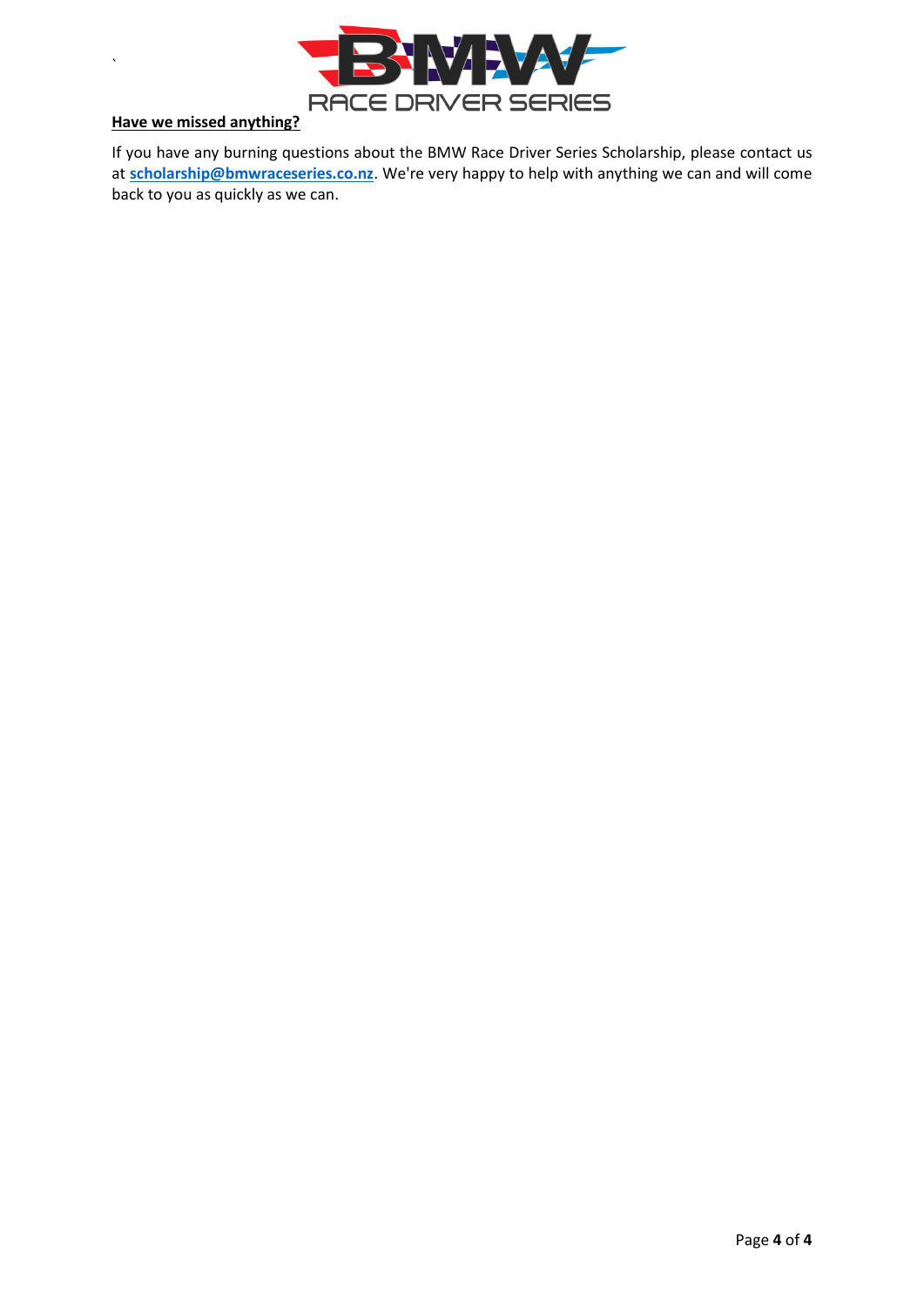**Have we missed anything?**

If you have any burning questions about the BMW Race Driver Series Scholarship, please contact us at **scholarship@bmwraceseries.co.nz**. We're very happy to help with anything we can and will come back to you as quickly as we can.